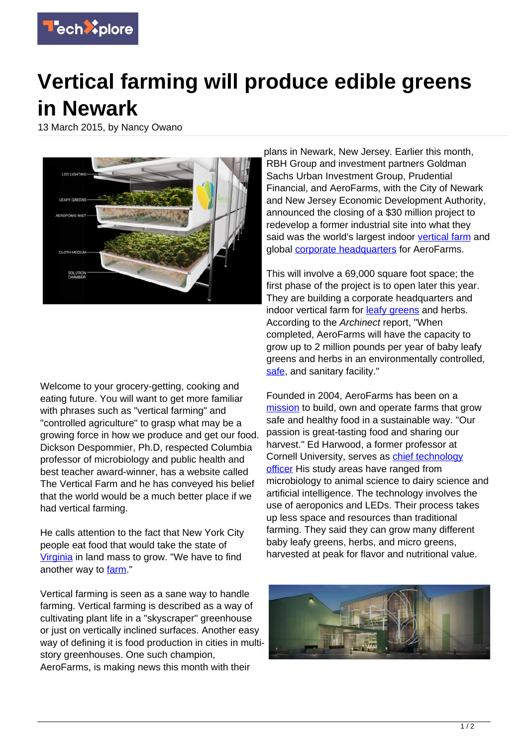# Vertical farming will produce edible greens in Newark

13 March 2015, by Nancy Owano

Welcome to your grocery-getting, cooking and eating future. You will want to get more familiar with phrases such as "vertical farming" and "controlled agriculture" to grasp what may be a growing force in how we produce and get our food. Dickson Despommier, Ph.D, respected Columbia professor of microbiology and public health and best teacher award-winner, has a website called The Vertical Farm and he has conveyed his belief that the world would be a much better place if we had vertical farming.

He calls attention to the fact that New York City people eat food that would take the state of Virginia in land mass to grow. "We have to find another way to farm."

Vertical farming is seen as a sane way to handle farming. Vertical farming is described as a way of cultivating plant life in a "skyscraper" greenhouse or just on vertically inclined surfaces. Another easy way of defining it is food production in cities in multi-story greenhouses. One such champion, AeroFarms, is making news this month with their plans in Newark, New Jersey. Earlier this month, RBH Group and investment partners Goldman Sachs Urban Investment Group, Prudential Financial, and AeroFarms, with the City of Newark and New Jersey Economic Development Authority, announced the closing of a $30 million project to redevelop a former industrial site into what they said was the world's largest indoor vertical farm and global corporate headquarters for AeroFarms.

This will involve a 69,000 square foot space; the first phase of the project is to open later this year. They are building a corporate headquarters and indoor vertical farm for leafy greens and herbs. According to the *Archinect* report, "When completed, AeroFarms will have the capacity to grow up to 2 million pounds per year of baby leafy greens and herbs in an environmentally controlled, safe, and sanitary facility."

Founded in 2004, AeroFarms has been on a mission to build, own and operate farms that grow safe and healthy food in a sustainable way. "Our passion is great-tasting food and sharing our harvest." Ed Harwood, a former professor at Cornell University, serves as chief technology officer His study areas have ranged from microbiology to animal science to dairy science and artificial intelligence. The technology involves the use of aeroponics and LEDs. Their process takes up less space and resources than traditional farming. They said they can grow many different baby leafy greens, herbs, and micro greens, harvested at peak for flavor and nutritional value.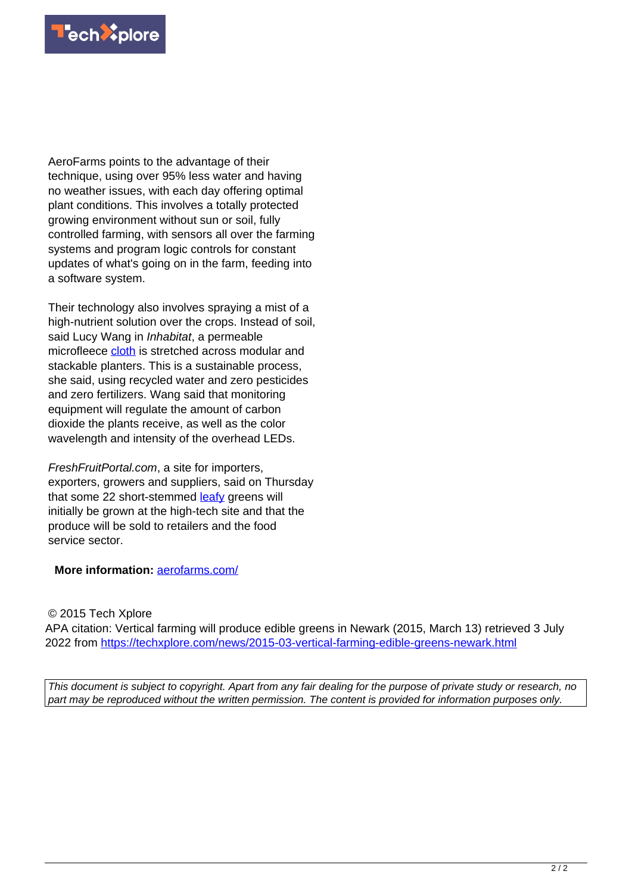AeroFarms points to the advantage of their technique, using over 95% less water and having no weather issues, with each day offering optimal plant conditions. This involves a totally protected growing environment without sun or soil, fully controlled farming, with sensors all over the farming systems and program logic controls for constant updates of what's going on in the farm, feeding into a software system.

Their technology also involves spraying a mist of a high-nutrient solution over the crops. Instead of soil, said Lucy Wang in *Inhabitat*, a permeable microfleece cloth is stretched across modular and stackable planters. This is a sustainable process, she said, using recycled water and zero pesticides and zero fertilizers. Wang said that monitoring equipment will regulate the amount of carbon dioxide the plants receive, as well as the color wavelength and intensity of the overhead LEDs.

*FreshFruitPortal.com*, a site for importers, exporters, growers and suppliers, said on Thursday that some 22 short-stemmed leafy greens will initially be grown at the high-tech site and that the produce will be sold to retailers and the food service sector.

**More information:** aerofarms.com/

© 2015 Tech Xplore

APA citation: Vertical farming will produce edible greens in Newark (2015, March 13) retrieved 3 July 2022 from https://techxplore.com/news/2015-03-vertical-farming-edible-greens-newark.html

*This document is subject to copyright. Apart from any fair dealing for the purpose of private study or research, no part may be reproduced without the written permission. The content is provided for information purposes only.*